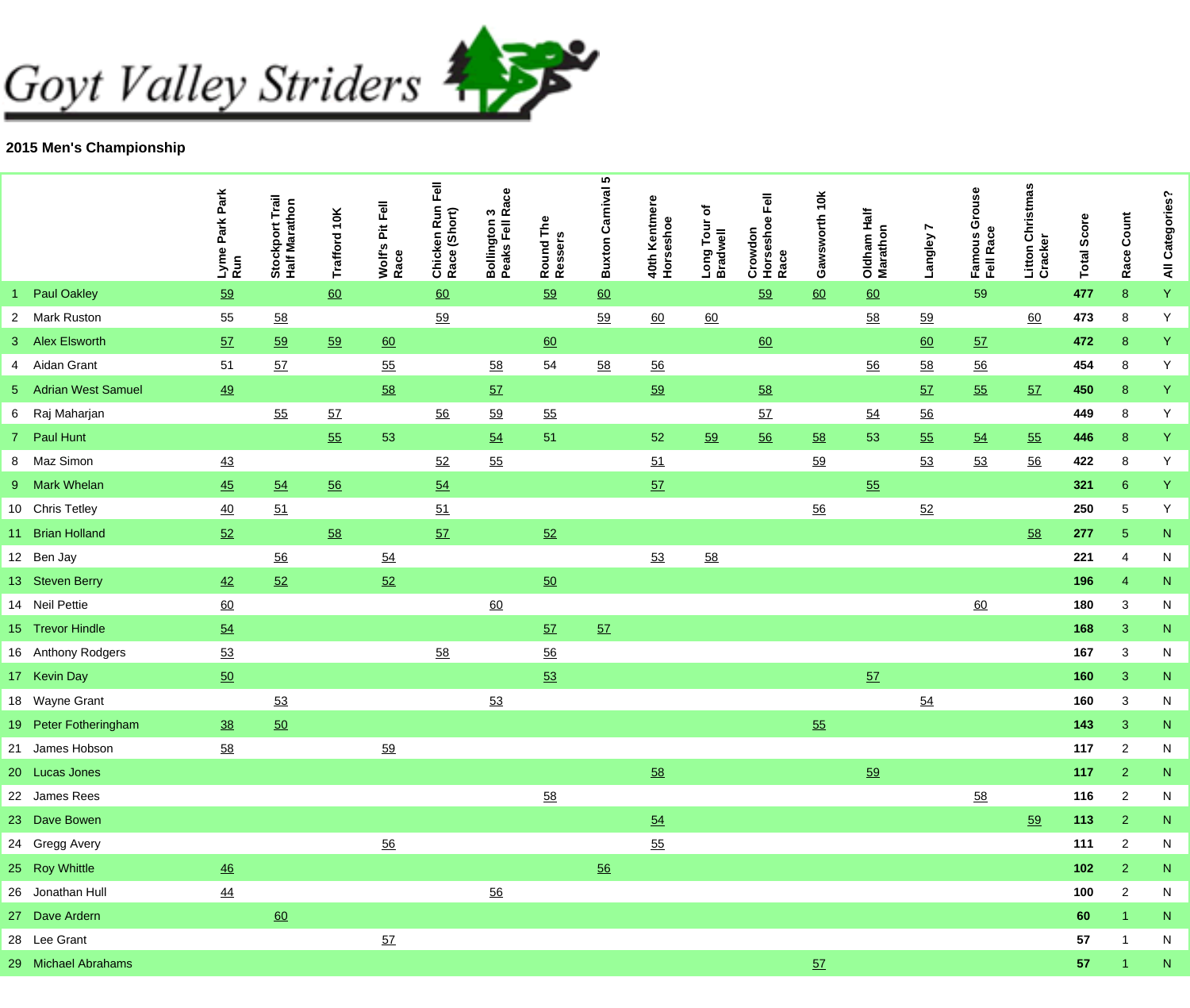# Goyt Valley Striders

## 2015 Men's Championship

| | | Lyme Park Park Run | Stockport Trail Half Marathon | Trafford 10K | Wolf's Pit Fell Race | Chicken Run Fell Race (Short) | Bollington 3 Peaks Fell Race | Round The Ressers | Buxton Carnival 5 | 40th Kentmere Horseshoe | Long Tour of Bradwell | Crowdon Horseshoe Fell Race | Gawsworth 10k | Oldham Half Marathon | Langley 7 | Famous Grouse Fell Race | Litton Christmas Cracker | Total Score | Race Count | All Categories? |
|---|---|---|---|---|---|---|---|---|---|---|---|---|---|---|---|---|---|---|---|---|
| 1 | Paul Oakley | 59 | | 60 | | 60 | | 59 | 60 | | | 59 | 60 | 60 | | 59 | | **477** | 8 | Y |
| 2 | Mark Ruston | 55 | 58 | | | 59 | | | 59 | 60 | 60 | | | 58 | 59 | | 60 | **473** | 8 | Y |
| 3 | Alex Elsworth | 57 | 59 | 59 | 60 | | | 60 | | | | 60 | | | 60 | 57 | | **472** | 8 | Y |
| 4 | Aidan Grant | 51 | 57 | | 55 | | 58 | 54 | 58 | 56 | | | | 56 | 58 | 56 | | **454** | 8 | Y |
| 5 | Adrian West Samuel | 49 | | | 58 | | 57 | | | 59 | | 58 | | | 57 | 55 | 57 | **450** | 8 | Y |
| 6 | Raj Maharjan | | 55 | 57 | | 56 | 59 | 55 | | | | 57 | | 54 | 56 | | | **449** | 8 | Y |
| 7 | Paul Hunt | | | 55 | 53 | | 54 | 51 | | 52 | 59 | 56 | 58 | 53 | 55 | 54 | 55 | **446** | 8 | Y |
| 8 | Maz Simon | 43 | | | | 52 | 55 | | | 51 | | | 59 | | 53 | 53 | 56 | **422** | 8 | Y |
| 9 | Mark Whelan | 45 | 54 | 56 | | 54 | | | | 57 | | | | 55 | | | | **321** | 6 | Y |
| 10 | Chris Tetley | 40 | 51 | | | 51 | | | | | | | 56 | | 52 | | | **250** | 5 | Y |
| 11 | Brian Holland | 52 | | 58 | | 57 | | 52 | | | | | | | | | 58 | **277** | 5 | N |
| 12 | Ben Jay | | 56 | | 54 | | | | | 53 | 58 | | | | | | | **221** | 4 | N |
| 13 | Steven Berry | 42 | 52 | | 52 | | | 50 | | | | | | | | | | **196** | 4 | N |
| 14 | Neil Pettie | 60 | | | | | 60 | | | | | | | | | 60 | | **180** | 3 | N |
| 15 | Trevor Hindle | 54 | | | | | | 57 | 57 | | | | | | | | | **168** | 3 | N |
| 16 | Anthony Rodgers | 53 | | | | 58 | | 56 | | | | | | | | | | **167** | 3 | N |
| 17 | Kevin Day | 50 | | | | | | 53 | | | | | | 57 | | | | **160** | 3 | N |
| 18 | Wayne Grant | | 53 | | | | 53 | | | | | | | | 54 | | | **160** | 3 | N |
| 19 | Peter Fotheringham | 38 | 50 | | | | | | | | | | 55 | | | | | **143** | 3 | N |
| 21 | James Hobson | 58 | | | 59 | | | | | | | | | | | | | **117** | 2 | N |
| 20 | Lucas Jones | | | | | | | | | 58 | | | | 59 | | | | **117** | 2 | N |
| 22 | James Rees | | | | | | | 58 | | | | | | | | 58 | | **116** | 2 | N |
| 23 | Dave Bowen | | | | | | | | | 54 | | | | | | | 59 | **113** | 2 | N |
| 24 | Gregg Avery | | | | 56 | | | | | 55 | | | | | | | | **111** | 2 | N |
| 25 | Roy Whittle | 46 | | | | | | | 56 | | | | | | | | | **102** | 2 | N |
| 26 | Jonathan Hull | 44 | | | | | 56 | | | | | | | | | | | **100** | 2 | N |
| 27 | Dave Ardern | | 60 | | | | | | | | | | | | | | | **60** | 1 | N |
| 28 | Lee Grant | | | | 57 | | | | | | | | | | | | | **57** | 1 | N |
| 29 | Michael Abrahams | | | | | | | | | | | | 57 | | | | | **57** | 1 | N |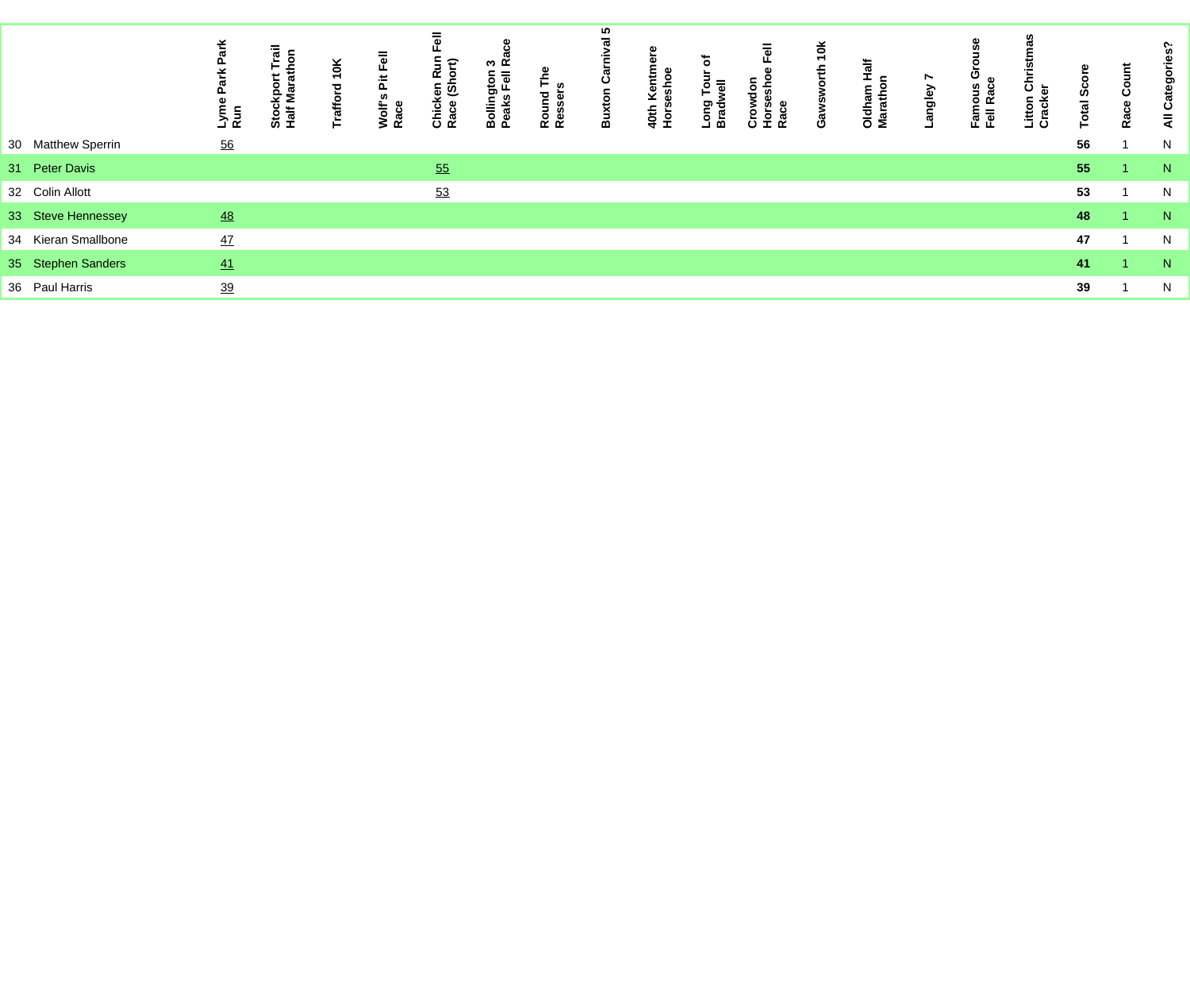| | | Lyme Park Park Run | Stockport Trail Half Marathon | Trafford 10K | Wolf's Pit Fell Race | Chicken Run Fell Race (Short) | Bollington 3 Peaks Fell Race | Round The Ressers | Buxton Carnival 5 | 40th Kentmere Horseshoe | Long Tour of Bradwell | Crowdon Horseshoe Fell Race | Gawsworth 10k | Oldham Half Marathon | Langley 7 | Famous Grouse Fell Race | Litton Christmas Cracker | Total Score | Race Count | All Categories? |
|---|---|---|---|---|---|---|---|---|---|---|---|---|---|---|---|---|---|---|---|---|
| 30 | Matthew Sperrin | 56 | | | | | | | | | | | | | | | | **56** | 1 | N |
| 31 | Peter Davis | | | | | 55 | | | | | | | | | | | | **55** | 1 | N |
| 32 | Colin Allott | | | | | 53 | | | | | | | | | | | | **53** | 1 | N |
| 33 | Steve Hennessey | 48 | | | | | | | | | | | | | | | | **48** | 1 | N |
| 34 | Kieran Smallbone | 47 | | | | | | | | | | | | | | | | **47** | 1 | N |
| 35 | Stephen Sanders | 41 | | | | | | | | | | | | | | | | **41** | 1 | N |
| 36 | Paul Harris | 39 | | | | | | | | | | | | | | | | **39** | 1 | N |